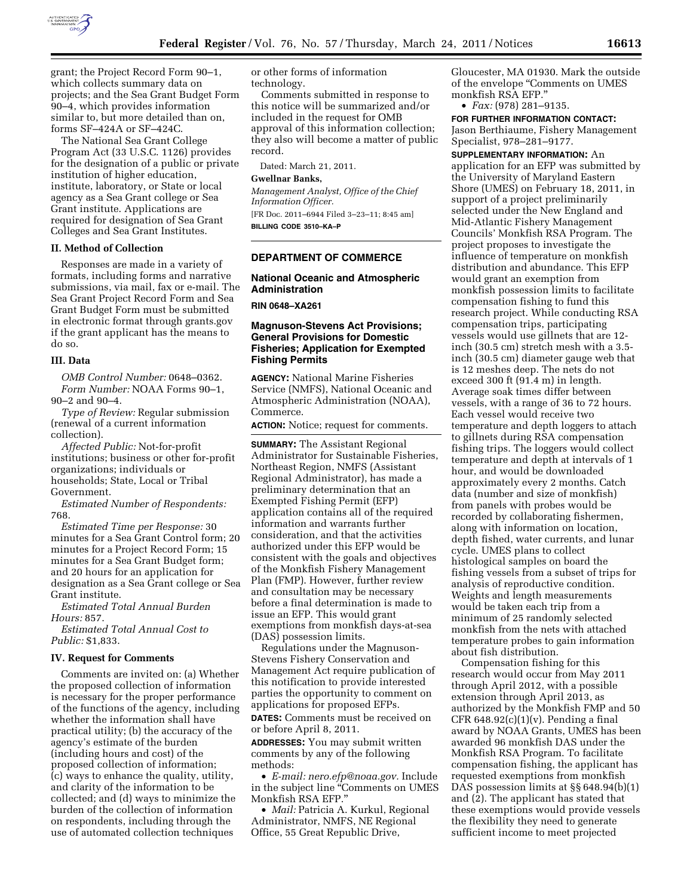grant; the Project Record Form 90–1, which collects summary data on projects; and the Sea Grant Budget Form 90–4, which provides information similar to, but more detailed than on, forms SF–424A or SF–424C.

The National Sea Grant College Program Act (33 U.S.C. 1126) provides for the designation of a public or private institution of higher education, institute, laboratory, or State or local agency as a Sea Grant college or Sea Grant institute. Applications are required for designation of Sea Grant Colleges and Sea Grant Institutes.

### II. Method of Collection

Responses are made in a variety of formats, including forms and narrative submissions, via mail, fax or e-mail. The Sea Grant Project Record Form and Sea Grant Budget Form must be submitted in electronic format through grants.gov if the grant applicant has the means to do so.

### III. Data

*OMB Control Number:* 0648–0362.

*Form Number:* NOAA Forms 90–1, 90–2 and 90–4.

*Type of Review:* Regular submission (renewal of a current information collection).

*Affected Public:* Not-for-profit institutions; business or other for-profit organizations; individuals or households; State, Local or Tribal Government.

*Estimated Number of Respondents:* 768.

*Estimated Time per Response:* 30 minutes for a Sea Grant Control form; 20 minutes for a Project Record Form; 15 minutes for a Sea Grant Budget form; and 20 hours for an application for designation as a Sea Grant college or Sea Grant institute.

*Estimated Total Annual Burden Hours:* 857.

*Estimated Total Annual Cost to Public:* $1,833.

### IV. Request for Comments

Comments are invited on: (a) Whether the proposed collection of information is necessary for the proper performance of the functions of the agency, including whether the information shall have practical utility; (b) the accuracy of the agency's estimate of the burden (including hours and cost) of the proposed collection of information; (c) ways to enhance the quality, utility, and clarity of the information to be collected; and (d) ways to minimize the burden of the collection of information on respondents, including through the use of automated collection techniques or other forms of information technology.

Comments submitted in response to this notice will be summarized and/or included in the request for OMB approval of this information collection; they also will become a matter of public record.

Dated: March 21, 2011.

**Gwellnar Banks,**

*Management Analyst, Office of the Chief Information Officer.*

[FR Doc. 2011–6944 Filed 3–23–11; 8:45 am]

**BILLING CODE 3510–KA–P**

---

## DEPARTMENT OF COMMERCE

### National Oceanic and Atmospheric Administration

**RIN 0648–XA261**

### Magnuson-Stevens Act Provisions; General Provisions for Domestic Fisheries; Application for Exempted Fishing Permits

**AGENCY:** National Marine Fisheries Service (NMFS), National Oceanic and Atmospheric Administration (NOAA), Commerce.

**ACTION:** Notice; request for comments.

**SUMMARY:** The Assistant Regional Administrator for Sustainable Fisheries, Northeast Region, NMFS (Assistant Regional Administrator), has made a preliminary determination that an Exempted Fishing Permit (EFP) application contains all of the required information and warrants further consideration, and that the activities authorized under this EFP would be consistent with the goals and objectives of the Monkfish Fishery Management Plan (FMP). However, further review and consultation may be necessary before a final determination is made to issue an EFP. This would grant exemptions from monkfish days-at-sea (DAS) possession limits.

Regulations under the Magnuson-Stevens Fishery Conservation and Management Act require publication of this notification to provide interested parties the opportunity to comment on applications for proposed EFPs.

**DATES:** Comments must be received on or before April 8, 2011.

**ADDRESSES:** You may submit written comments by any of the following methods:

- *E-mail: nero.efp@noaa.gov.* Include in the subject line "Comments on UMES Monkfish RSA EFP."
- *Mail:* Patricia A. Kurkul, Regional Administrator, NMFS, NE Regional Office, 55 Great Republic Drive, Gloucester, MA 01930. Mark the outside of the envelope "Comments on UMES monkfish RSA EFP."
- *Fax:* (978) 281–9135.

**FOR FURTHER INFORMATION CONTACT:** Jason Berthiaume, Fishery Management Specialist, 978–281–9177.

**SUPPLEMENTARY INFORMATION:** An application for an EFP was submitted by the University of Maryland Eastern Shore (UMES) on February 18, 2011, in support of a project preliminarily selected under the New England and Mid-Atlantic Fishery Management Councils' Monkfish RSA Program. The project proposes to investigate the influence of temperature on monkfish distribution and abundance. This EFP would grant an exemption from monkfish possession limits to facilitate compensation fishing to fund this research project. While conducting RSA compensation trips, participating vessels would use gillnets that are 12-inch (30.5 cm) stretch mesh with a 3.5-inch (30.5 cm) diameter gauge web that is 12 meshes deep. The nets do not exceed 300 ft (91.4 m) in length. Average soak times differ between vessels, with a range of 36 to 72 hours. Each vessel would receive two temperature and depth loggers to attach to gillnets during RSA compensation fishing trips. The loggers would collect temperature and depth at intervals of 1 hour, and would be downloaded approximately every 2 months. Catch data (number and size of monkfish) from panels with probes would be recorded by collaborating fishermen, along with information on location, depth fished, water currents, and lunar cycle. UMES plans to collect histological samples on board the fishing vessels from a subset of trips for analysis of reproductive condition. Weights and length measurements would be taken each trip from a minimum of 25 randomly selected monkfish from the nets with attached temperature probes to gain information about fish distribution.

Compensation fishing for this research would occur from May 2011 through April 2012, with a possible extension through April 2013, as authorized by the Monkfish FMP and 50 CFR 648.92(c)(1)(v). Pending a final award by NOAA Grants, UMES has been awarded 96 monkfish DAS under the Monkfish RSA Program. To facilitate compensation fishing, the applicant has requested exemptions from monkfish DAS possession limits at §§ 648.94(b)(1) and (2). The applicant has stated that these exemptions would provide vessels the flexibility they need to generate sufficient income to meet projected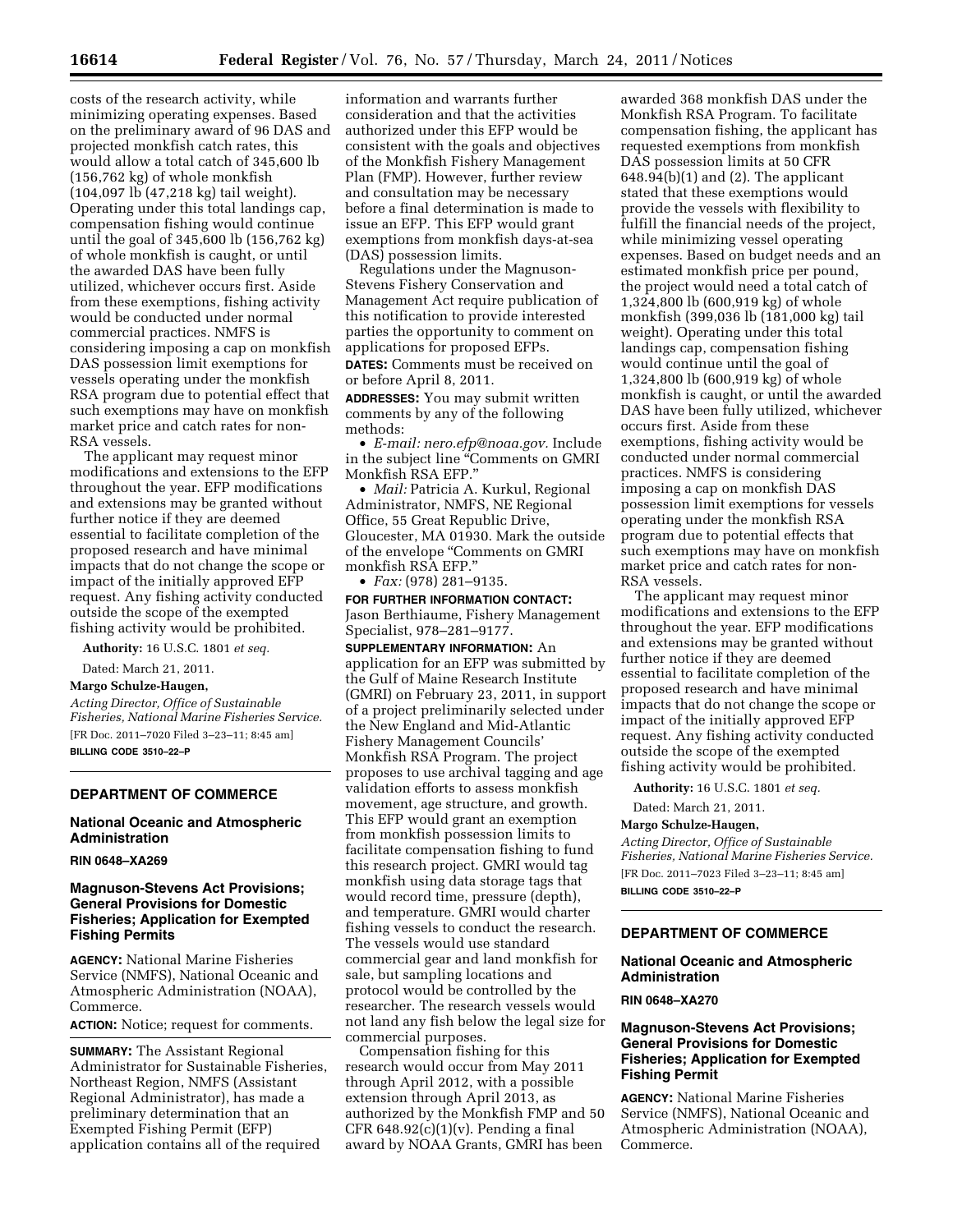costs of the research activity, while minimizing operating expenses. Based on the preliminary award of 96 DAS and projected monkfish catch rates, this would allow a total catch of 345,600 lb (156,762 kg) of whole monkfish (104,097 lb (47,218 kg) tail weight). Operating under this total landings cap, compensation fishing would continue until the goal of 345,600 lb (156,762 kg) of whole monkfish is caught, or until the awarded DAS have been fully utilized, whichever occurs first. Aside from these exemptions, fishing activity would be conducted under normal commercial practices. NMFS is considering imposing a cap on monkfish DAS possession limit exemptions for vessels operating under the monkfish RSA program due to potential effect that such exemptions may have on monkfish market price and catch rates for non-RSA vessels.

The applicant may request minor modifications and extensions to the EFP throughout the year. EFP modifications and extensions may be granted without further notice if they are deemed essential to facilitate completion of the proposed research and have minimal impacts that do not change the scope or impact of the initially approved EFP request. Any fishing activity conducted outside the scope of the exempted fishing activity would be prohibited.

**Authority:** 16 U.S.C. 1801 *et seq.*

Dated: March 21, 2011.

**Margo Schulze-Haugen,**

*Acting Director, Office of Sustainable Fisheries, National Marine Fisheries Service.*

[FR Doc. 2011–7020 Filed 3–23–11; 8:45 am]

**BILLING CODE 3510–22–P**

---

## DEPARTMENT OF COMMERCE

### National Oceanic and Atmospheric Administration

**RIN 0648–XA269**

### Magnuson-Stevens Act Provisions; General Provisions for Domestic Fisheries; Application for Exempted Fishing Permits

**AGENCY:** National Marine Fisheries Service (NMFS), National Oceanic and Atmospheric Administration (NOAA), Commerce.

**ACTION:** Notice; request for comments.

**SUMMARY:** The Assistant Regional Administrator for Sustainable Fisheries, Northeast Region, NMFS (Assistant Regional Administrator), has made a preliminary determination that an Exempted Fishing Permit (EFP) application contains all of the required information and warrants further consideration and that the activities authorized under this EFP would be consistent with the goals and objectives of the Monkfish Fishery Management Plan (FMP). However, further review and consultation may be necessary before a final determination is made to issue an EFP. This EFP would grant exemptions from monkfish days-at-sea (DAS) possession limits.

Regulations under the Magnuson-Stevens Fishery Conservation and Management Act require publication of this notification to provide interested parties the opportunity to comment on applications for proposed EFPs.

**DATES:** Comments must be received on or before April 8, 2011.

**ADDRESSES:** You may submit written comments by any of the following methods:

- *E-mail: nero.efp@noaa.gov.* Include in the subject line "Comments on GMRI Monkfish RSA EFP."
- *Mail:* Patricia A. Kurkul, Regional Administrator, NMFS, NE Regional Office, 55 Great Republic Drive, Gloucester, MA 01930. Mark the outside of the envelope "Comments on GMRI monkfish RSA EFP."
- *Fax:* (978) 281–9135.

**FOR FURTHER INFORMATION CONTACT:** Jason Berthiaume, Fishery Management Specialist, 978–281–9177.

**SUPPLEMENTARY INFORMATION:** An application for an EFP was submitted by the Gulf of Maine Research Institute (GMRI) on February 23, 2011, in support of a project preliminarily selected under the New England and Mid-Atlantic Fishery Management Councils' Monkfish RSA Program. The project proposes to use archival tagging and age validation efforts to assess monkfish movement, age structure, and growth. This EFP would grant an exemption from monkfish possession limits to facilitate compensation fishing to fund this research project. GMRI would tag monkfish using data storage tags that would record time, pressure (depth), and temperature. GMRI would charter fishing vessels to conduct the research. The vessels would use standard commercial gear and land monkfish for sale, but sampling locations and protocol would be controlled by the researcher. The research vessels would not land any fish below the legal size for commercial purposes.

Compensation fishing for this research would occur from May 2011 through April 2012, with a possible extension through April 2013, as authorized by the Monkfish FMP and 50 CFR 648.92(c)(1)(v). Pending a final award by NOAA Grants, GMRI has been awarded 368 monkfish DAS under the Monkfish RSA Program. To facilitate compensation fishing, the applicant has requested exemptions from monkfish DAS possession limits at 50 CFR 648.94(b)(1) and (2). The applicant stated that these exemptions would provide the vessels with flexibility to fulfill the financial needs of the project, while minimizing vessel operating expenses. Based on budget needs and an estimated monkfish price per pound, the project would need a total catch of 1,324,800 lb (600,919 kg) of whole monkfish (399,036 lb (181,000 kg) tail weight). Operating under this total landings cap, compensation fishing would continue until the goal of 1,324,800 lb (600,919 kg) of whole monkfish is caught, or until the awarded DAS have been fully utilized, whichever occurs first. Aside from these exemptions, fishing activity would be conducted under normal commercial practices. NMFS is considering imposing a cap on monkfish DAS possession limit exemptions for vessels operating under the monkfish RSA program due to potential effects that such exemptions may have on monkfish market price and catch rates for non-RSA vessels.

The applicant may request minor modifications and extensions to the EFP throughout the year. EFP modifications and extensions may be granted without further notice if they are deemed essential to facilitate completion of the proposed research and have minimal impacts that do not change the scope or impact of the initially approved EFP request. Any fishing activity conducted outside the scope of the exempted fishing activity would be prohibited.

**Authority:** 16 U.S.C. 1801 *et seq.*

Dated: March 21, 2011.

**Margo Schulze-Haugen,**

*Acting Director, Office of Sustainable Fisheries, National Marine Fisheries Service.*

[FR Doc. 2011–7023 Filed 3–23–11; 8:45 am]

**BILLING CODE 3510–22–P**

---

## DEPARTMENT OF COMMERCE

### National Oceanic and Atmospheric Administration

**RIN 0648–XA270**

### Magnuson-Stevens Act Provisions; General Provisions for Domestic Fisheries; Application for Exempted Fishing Permit

**AGENCY:** National Marine Fisheries Service (NMFS), National Oceanic and Atmospheric Administration (NOAA), Commerce.